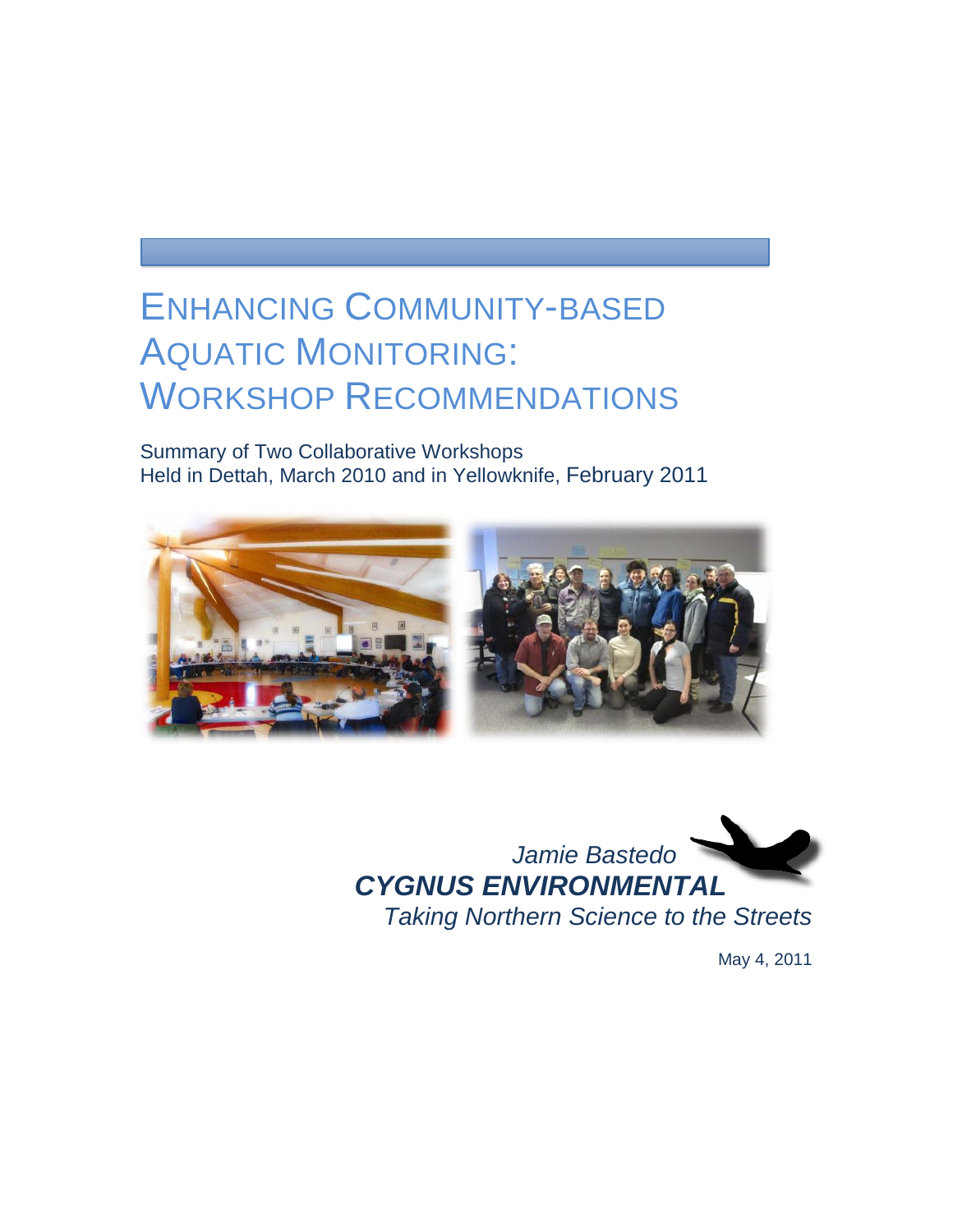# ENHANCING COMMUNITY-BASED AQUATIC MONITORING: WORKSHOP RECOMMENDATIONS

Summary of Two Collaborative Workshops
Held in Dettah, March 2010 and in Yellowknife, February 2011

*Jamie Bastedo*

***CYGNUS ENVIRONMENTAL***

*Taking Northern Science to the Streets*

May 4, 2011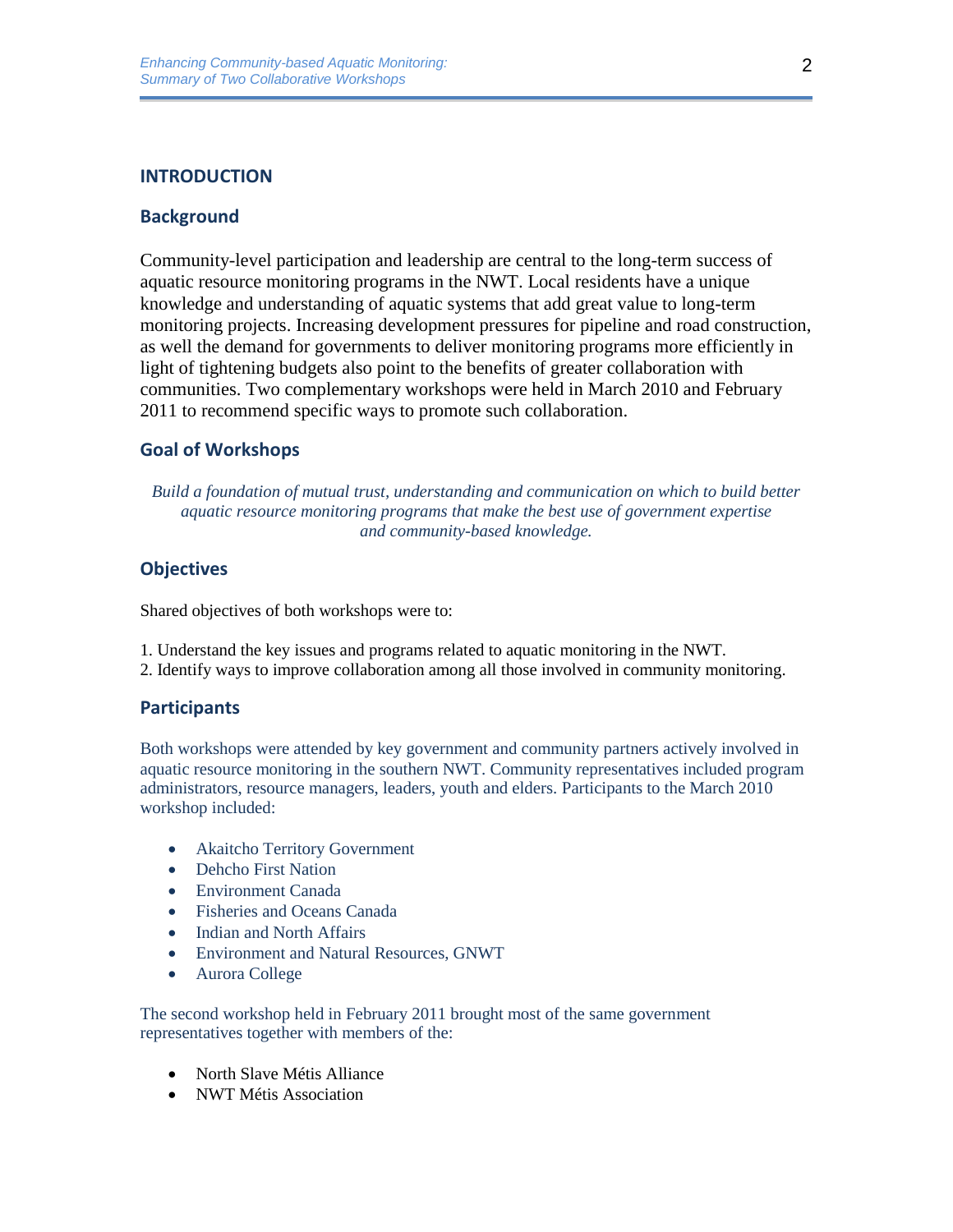# INTRODUCTION

## Background

Community-level participation and leadership are central to the long-term success of aquatic resource monitoring programs in the NWT. Local residents have a unique knowledge and understanding of aquatic systems that add great value to long-term monitoring projects. Increasing development pressures for pipeline and road construction, as well the demand for governments to deliver monitoring programs more efficiently in light of tightening budgets also point to the benefits of greater collaboration with communities. Two complementary workshops were held in March 2010 and February 2011 to recommend specific ways to promote such collaboration.

## Goal of Workshops

*Build a foundation of mutual trust, understanding and communication on which to build better aquatic resource monitoring programs that make the best use of government expertise and community-based knowledge.*

## Objectives

Shared objectives of both workshops were to:

1. Understand the key issues and programs related to aquatic monitoring in the NWT.
2. Identify ways to improve collaboration among all those involved in community monitoring.

## Participants

Both workshops were attended by key government and community partners actively involved in aquatic resource monitoring in the southern NWT. Community representatives included program administrators, resource managers, leaders, youth and elders. Participants to the March 2010 workshop included:

- Akaitcho Territory Government
- Dehcho First Nation
- Environment Canada
- Fisheries and Oceans Canada
- Indian and North Affairs
- Environment and Natural Resources, GNWT
- Aurora College

The second workshop held in February 2011 brought most of the same government representatives together with members of the:

- North Slave Métis Alliance
- NWT Métis Association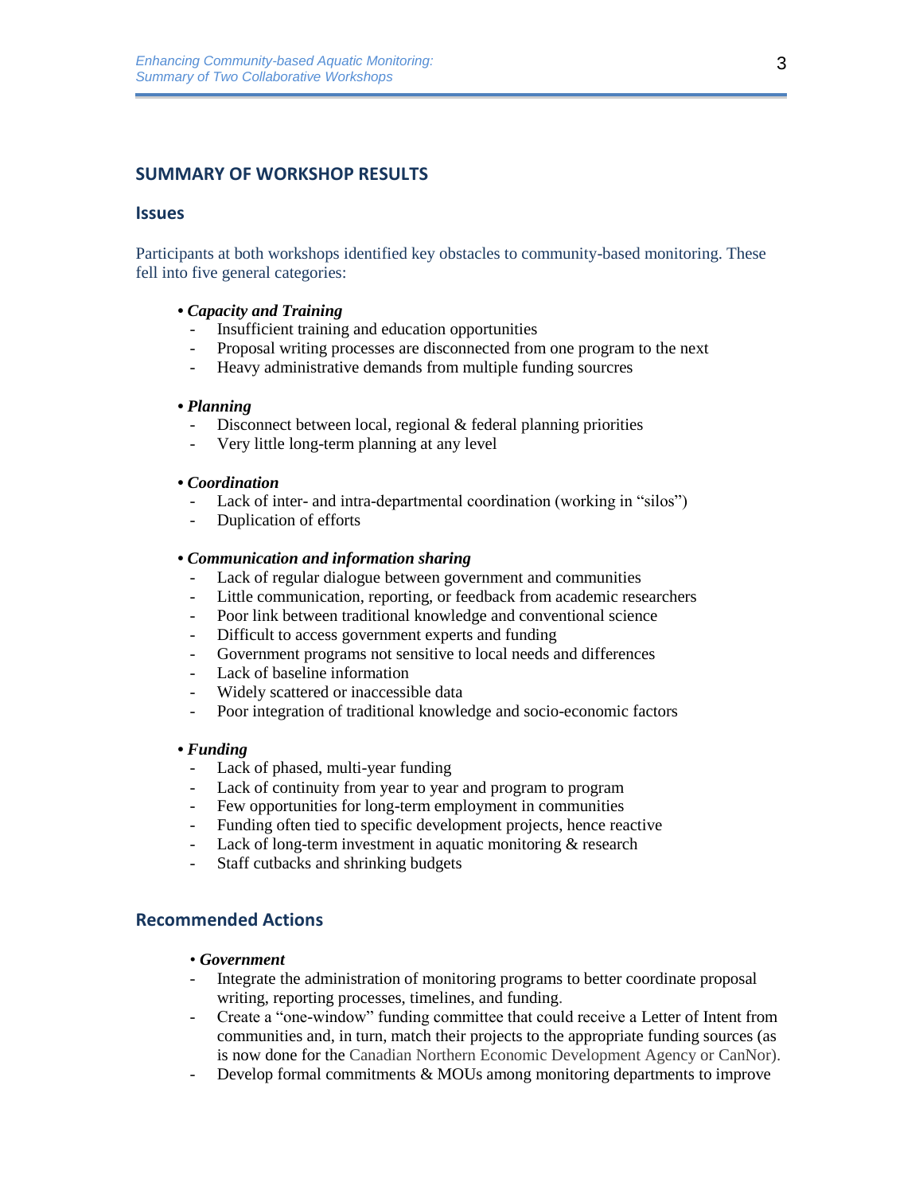## SUMMARY OF WORKSHOP RESULTS

### Issues

Participants at both workshops identified key obstacles to community-based monitoring. These fell into five general categories:

- ***Capacity and Training***
  - Insufficient training and education opportunities
  - Proposal writing processes are disconnected from one program to the next
  - Heavy administrative demands from multiple funding sourcres

- ***Planning***
  - Disconnect between local, regional & federal planning priorities
  - Very little long-term planning at any level

- ***Coordination***
  - Lack of inter- and intra-departmental coordination (working in "silos")
  - Duplication of efforts

- ***Communication and information sharing***
  - Lack of regular dialogue between government and communities
  - Little communication, reporting, or feedback from academic researchers
  - Poor link between traditional knowledge and conventional science
  - Difficult to access government experts and funding
  - Government programs not sensitive to local needs and differences
  - Lack of baseline information
  - Widely scattered or inaccessible data
  - Poor integration of traditional knowledge and socio-economic factors

- ***Funding***
  - Lack of phased, multi-year funding
  - Lack of continuity from year to year and program to program
  - Few opportunities for long-term employment in communities
  - Funding often tied to specific development projects, hence reactive
  - Lack of long-term investment in aquatic monitoring & research
  - Staff cutbacks and shrinking budgets

### Recommended Actions

- ***Government***
  - Integrate the administration of monitoring programs to better coordinate proposal writing, reporting processes, timelines, and funding.
  - Create a "one-window" funding committee that could receive a Letter of Intent from communities and, in turn, match their projects to the appropriate funding sources (as is now done for the Canadian Northern Economic Development Agency or CanNor).
  - Develop formal commitments & MOUs among monitoring departments to improve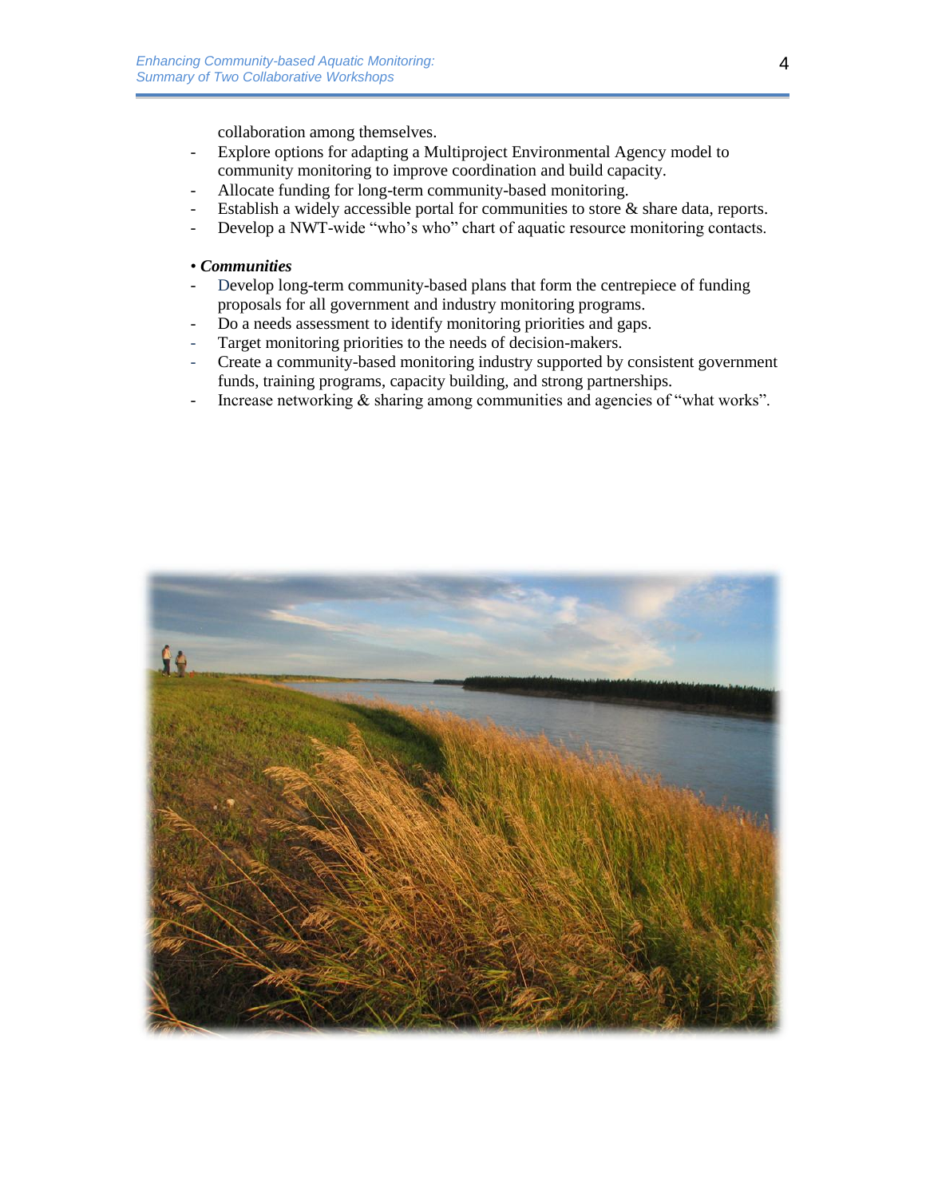collaboration among themselves.

- Explore options for adapting a Multiproject Environmental Agency model to community monitoring to improve coordination and build capacity.
- Allocate funding for long-term community-based monitoring.
- Establish a widely accessible portal for communities to store & share data, reports.
- Develop a NWT-wide "who's who" chart of aquatic resource monitoring contacts.

• ***Communities***

- Develop long-term community-based plans that form the centrepiece of funding proposals for all government and industry monitoring programs.
- Do a needs assessment to identify monitoring priorities and gaps.
- Target monitoring priorities to the needs of decision-makers.
- Create a community-based monitoring industry supported by consistent government funds, training programs, capacity building, and strong partnerships.
- Increase networking & sharing among communities and agencies of "what works".